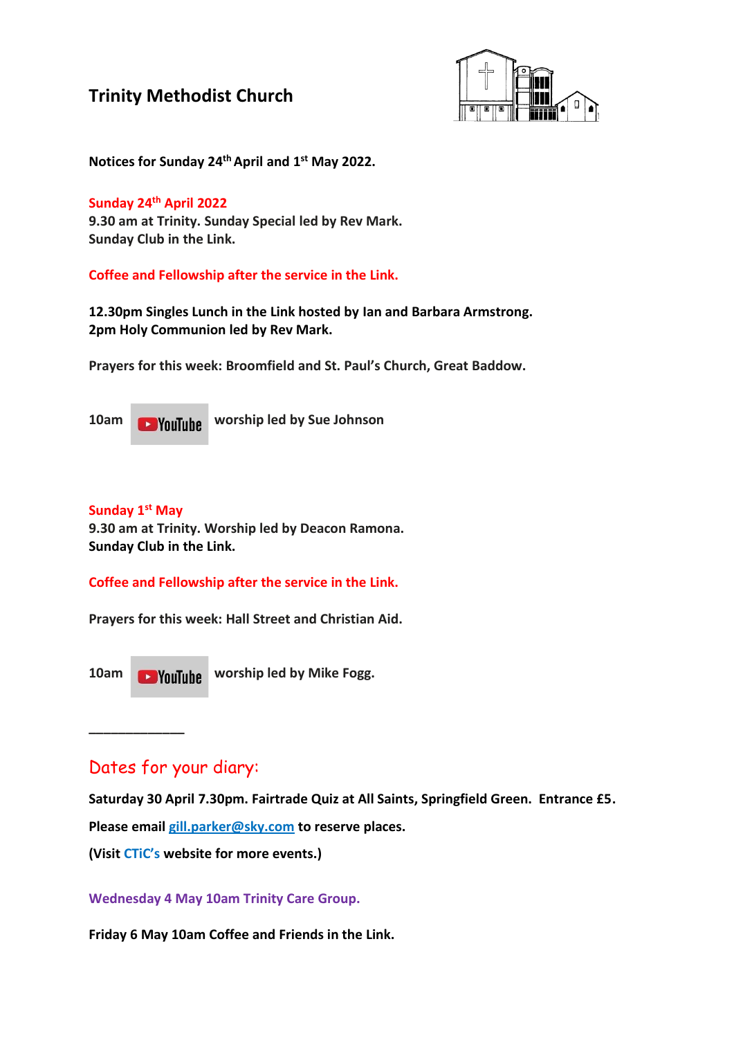# Trinity Methodist Church

**Notices for Sunday 24th April and 1st May 2022.**

**Sunday 24th April 2022**

**9.30 am at Trinity. Sunday Special led by Rev Mark.**
**Sunday Club in the Link.**

**Coffee and Fellowship after the service in the Link.**

**12.30pm Singles Lunch in the Link hosted by Ian and Barbara Armstrong.**
**2pm Holy Communion led by Rev Mark.**

**Prayers for this week: Broomfield and St. Paul's Church, Great Baddow.**

**10am** YouTube **worship led by Sue Johnson**

**Sunday 1st May**

**9.30 am at Trinity. Worship led by Deacon Ramona.**
**Sunday Club in the Link.**

**Coffee and Fellowship after the service in the Link.**

**Prayers for this week: Hall Street and Christian Aid.**

**10am** YouTube **worship led by Mike Fogg.**

______________

## Dates for your diary:

**Saturday 30 April 7.30pm. Fairtrade Quiz at All Saints, Springfield Green. Entrance £5.**

**Please email gill.parker@sky.com to reserve places.**

**(Visit CTiC's website for more events.)**

**Wednesday 4 May 10am Trinity Care Group.**

**Friday 6 May 10am Coffee and Friends in the Link.**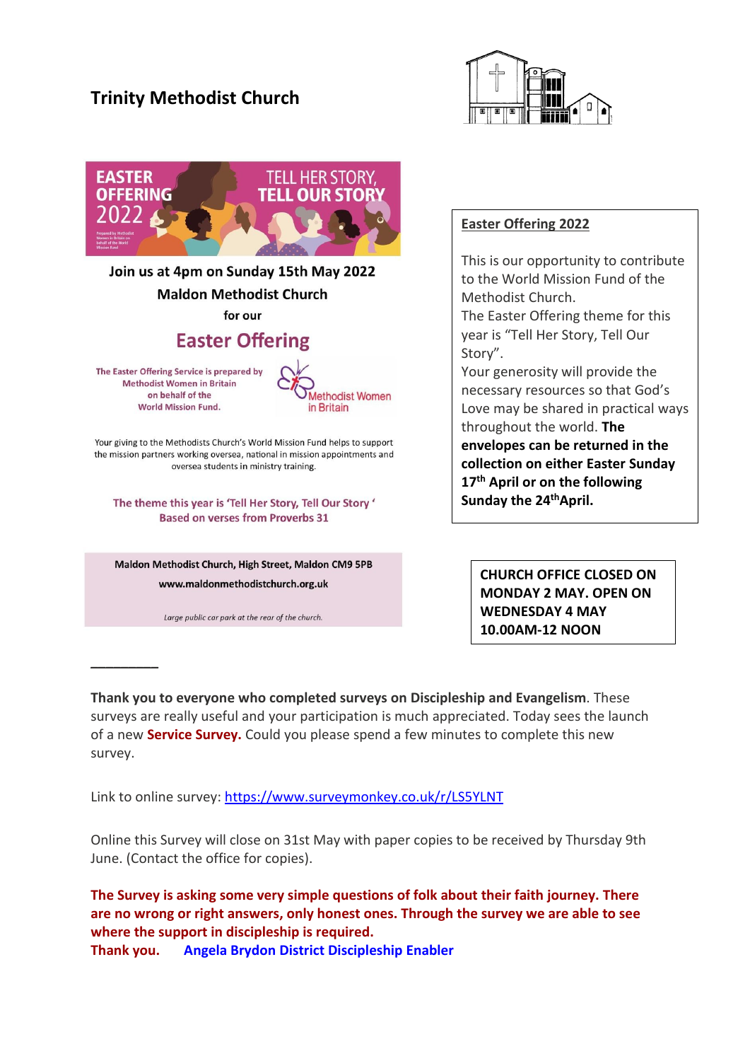# Trinity Methodist Church

EASTER OFFERING 2022

TELL HER STORY, TELL OUR STORY

Join us at 4pm on Sunday 15th May 2022

Maldon Methodist Church

for our

## Easter Offering

The Easter Offering Service is prepared by Methodist Women in Britain on behalf of the World Mission Fund.

Methodist Women in Britain

Your giving to the Methodists Church's World Mission Fund helps to support the mission partners working oversea, national in mission appointments and oversea students in ministry training.

The theme this year is 'Tell Her Story, Tell Our Story' Based on verses from Proverbs 31

Maldon Methodist Church, High Street, Maldon CM9 5PB

www.maldonmethodistchurch.org.uk

*Large public car park at the rear of the church.*

## Easter Offering 2022

This is our opportunity to contribute to the World Mission Fund of the Methodist Church.

The Easter Offering theme for this year is "Tell Her Story, Tell Our Story".

Your generosity will provide the necessary resources so that God's Love may be shared in practical ways throughout the world. **The envelopes can be returned in the collection on either Easter Sunday 17th April or on the following Sunday the 24th April.**

**CHURCH OFFICE CLOSED ON MONDAY 2 MAY. OPEN ON WEDNESDAY 4 MAY 10.00AM-12 NOON**

---

**Thank you to everyone who completed surveys on Discipleship and Evangelism**. These surveys are really useful and your participation is much appreciated. Today sees the launch of a new **Service Survey.** Could you please spend a few minutes to complete this new survey.

Link to online survey: https://www.surveymonkey.co.uk/r/LS5YLNT

Online this Survey will close on 31st May with paper copies to be received by Thursday 9th June. (Contact the office for copies).

**The Survey is asking some very simple questions of folk about their faith journey. There are no wrong or right answers, only honest ones. Through the survey we are able to see where the support in discipleship is required.**

**Thank you. Angela Brydon District Discipleship Enabler**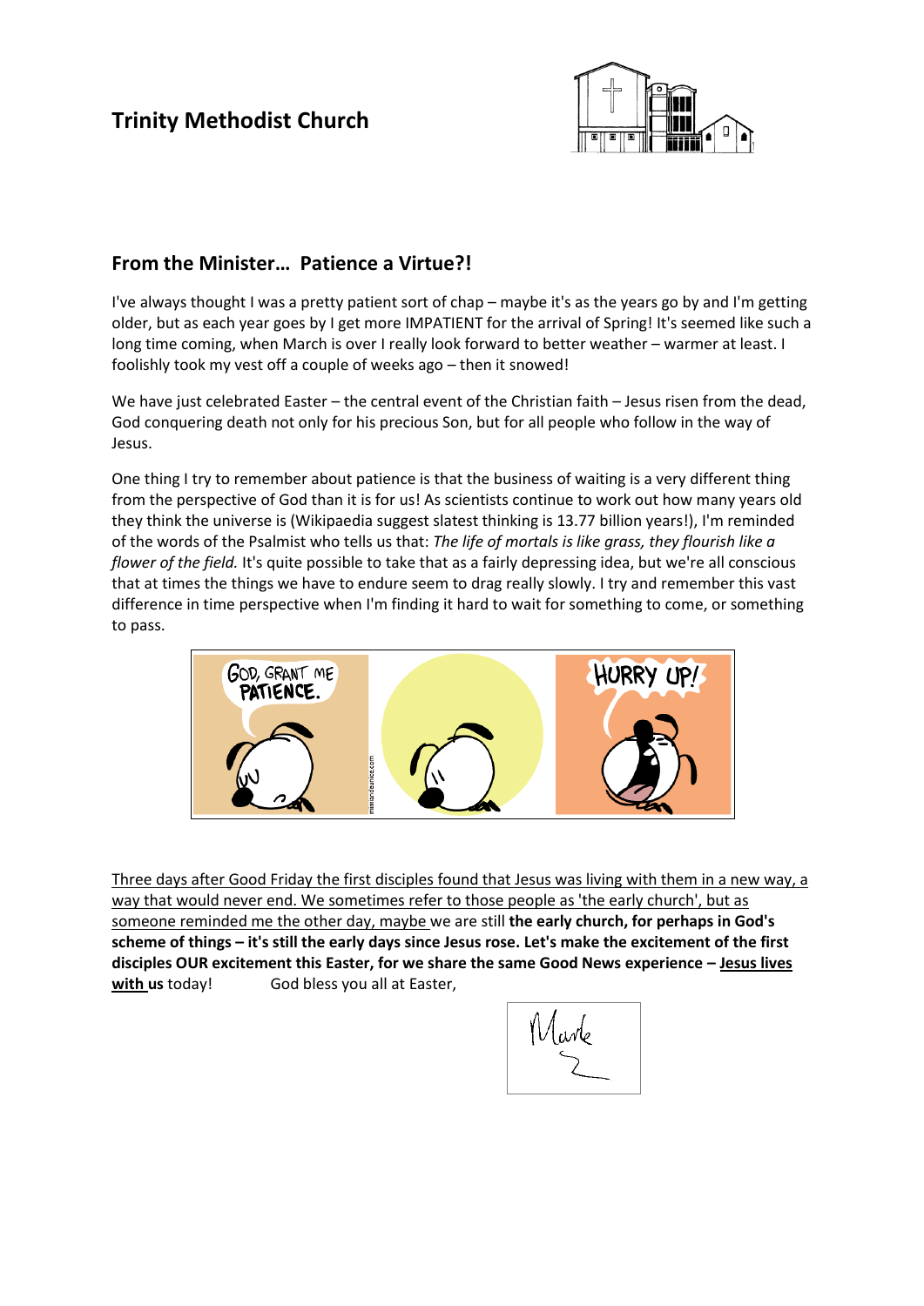# Trinity Methodist Church

## From the Minister… Patience a Virtue?!

I've always thought I was a pretty patient sort of chap – maybe it's as the years go by and I'm getting older, but as each year goes by I get more IMPATIENT for the arrival of Spring! It's seemed like such a long time coming, when March is over I really look forward to better weather – warmer at least. I foolishly took my vest off a couple of weeks ago – then it snowed!

We have just celebrated Easter – the central event of the Christian faith – Jesus risen from the dead, God conquering death not only for his precious Son, but for all people who follow in the way of Jesus.

One thing I try to remember about patience is that the business of waiting is a very different thing from the perspective of God than it is for us! As scientists continue to work out how many years old they think the universe is (Wikipaedia suggest slatest thinking is 13.77 billion years!), I'm reminded of the words of the Psalmist who tells us that: *The life of mortals is like grass, they flourish like a flower of the field.* It's quite possible to take that as a fairly depressing idea, but we're all conscious that at times the things we have to endure seem to drag really slowly. I try and remember this vast difference in time perspective when I'm finding it hard to wait for something to come, or something to pass.

Three days after Good Friday the first disciples found that Jesus was living with them in a new way, a way that would never end. We sometimes refer to those people as 'the early church', but as someone reminded me the other day, maybe we are still **the early church, for perhaps in God's scheme of things – it's still the early days since Jesus rose. Let's make the excitement of the first disciples OUR excitement this Easter, for we share the same Good News experience – Jesus lives with us** today! God bless you all at Easter,

Mark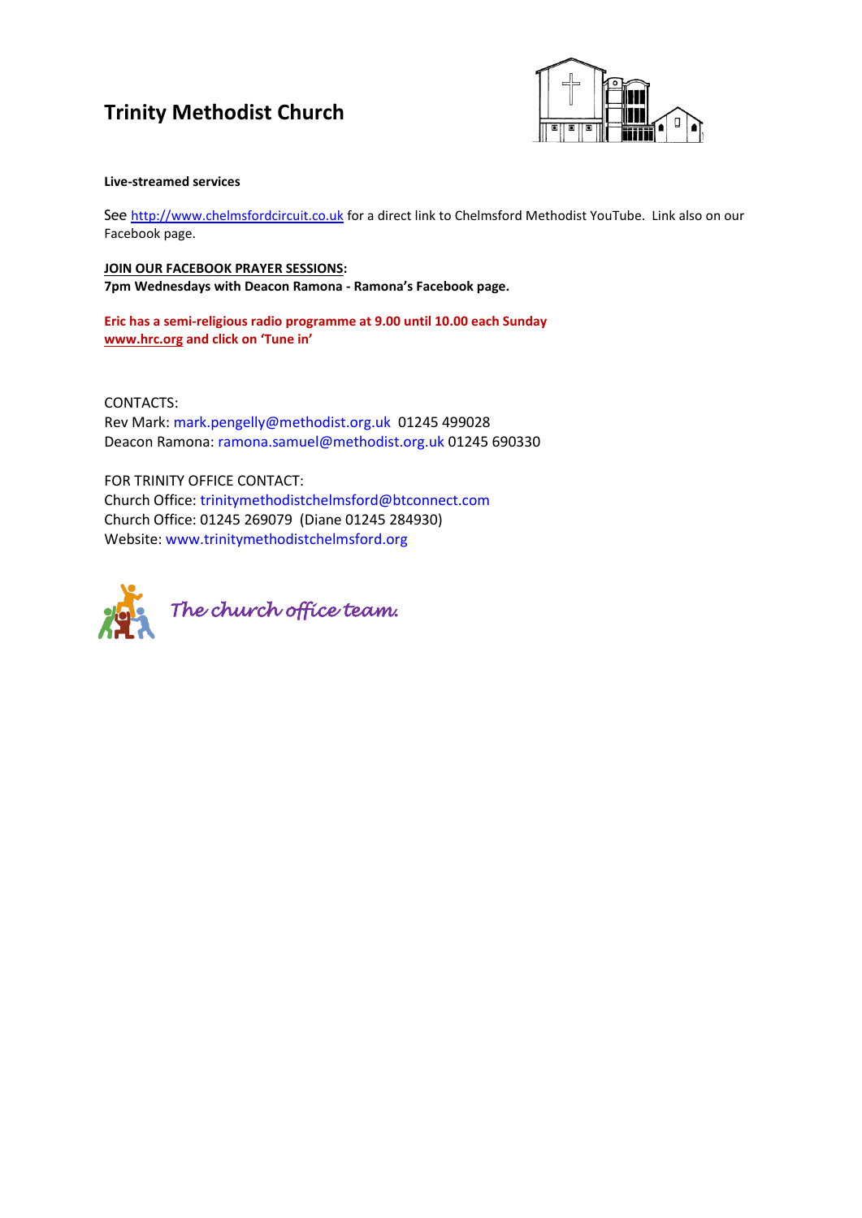# Trinity Methodist Church

**Live-streamed services**

See http://www.chelmsfordcircuit.co.uk for a direct link to Chelmsford Methodist YouTube. Link also on our Facebook page.

**JOIN OUR FACEBOOK PRAYER SESSIONS:**
**7pm Wednesdays with Deacon Ramona - Ramona's Facebook page.**

**Eric has a semi-religious radio programme at 9.00 until 10.00 each Sunday**
**www.hrc.org and click on 'Tune in'**

CONTACTS:
Rev Mark: mark.pengelly@methodist.org.uk 01245 499028
Deacon Ramona: ramona.samuel@methodist.org.uk 01245 690330

FOR TRINITY OFFICE CONTACT:
Church Office: trinitymethodistchelmsford@btconnect.com
Church Office: 01245 269079 (Diane 01245 284930)
Website: www.trinitymethodistchelmsford.org

*The church office team.*